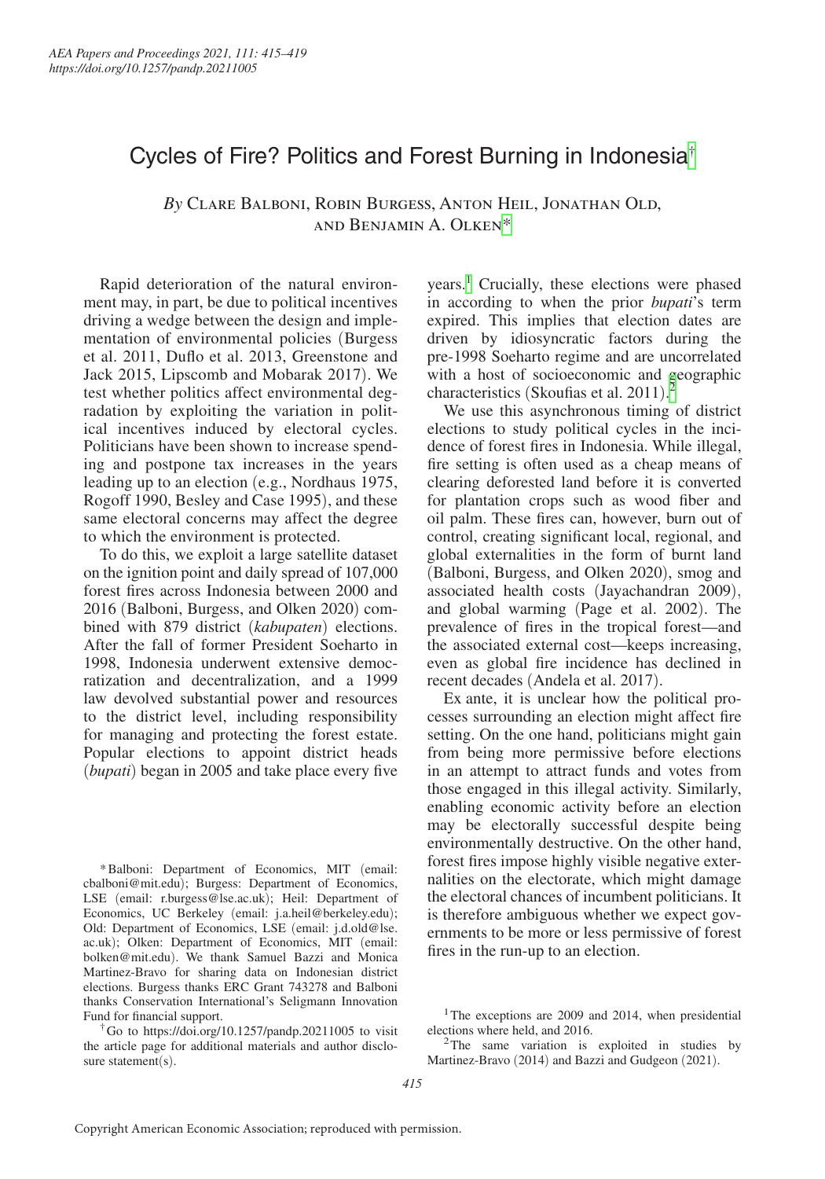# Cycles of Fire? Politics and Forest Burning in Indonesia[†]

*By* Clare Balboni, Robin Burgess, Anton Heil, Jonathan Old, and Benjamin A. Olken[*]

Rapid deterioration of the natural environment may, in part, be due to political incentives driving a wedge between the design and implementation of environmental policies (Burgess et al. 2011, Duflo et al. 2013, Greenstone and Jack 2015, Lipscomb and Mobarak 2017). We test whether politics affect environmental degradation by exploiting the variation in political incentives induced by electoral cycles. Politicians have been shown to increase spending and postpone tax increases in the years leading up to an election (e.g., Nordhaus 1975, Rogoff 1990, Besley and Case 1995), and these same electoral concerns may affect the degree to which the environment is protected.

To do this, we exploit a large satellite dataset on the ignition point and daily spread of 107,000 forest fires across Indonesia between 2000 and 2016 (Balboni, Burgess, and Olken 2020) combined with 879 district (*kabupaten*) elections. After the fall of former President Soeharto in 1998, Indonesia underwent extensive democratization and decentralization, and a 1999 law devolved substantial power and resources to the district level, including responsibility for managing and protecting the forest estate. Popular elections to appoint district heads (*bupati*) began in 2005 and take place every five years.[1] Crucially, these elections were phased in according to when the prior *bupati*'s term expired. This implies that election dates are driven by idiosyncratic factors during the pre-1998 Soeharto regime and are uncorrelated with a host of socioeconomic and geographic characteristics (Skoufias et al. 2011).[2]

We use this asynchronous timing of district elections to study political cycles in the incidence of forest fires in Indonesia. While illegal, fire setting is often used as a cheap means of clearing deforested land before it is converted for plantation crops such as wood fiber and oil palm. These fires can, however, burn out of control, creating significant local, regional, and global externalities in the form of burnt land (Balboni, Burgess, and Olken 2020), smog and associated health costs (Jayachandran 2009), and global warming (Page et al. 2002). The prevalence of fires in the tropical forest—and the associated external cost—keeps increasing, even as global fire incidence has declined in recent decades (Andela et al. 2017).

Ex ante, it is unclear how the political processes surrounding an election might affect fire setting. On the one hand, politicians might gain from being more permissive before elections in an attempt to attract funds and votes from those engaged in this illegal activity. Similarly, enabling economic activity before an election may be electorally successful despite being environmentally destructive. On the other hand, forest fires impose highly visible negative externalities on the electorate, which might damage the electoral chances of incumbent politicians. It is therefore ambiguous whether we expect governments to be more or less permissive of forest fires in the run-up to an election.

---

[*] Balboni: Department of Economics, MIT (email: cbalboni@mit.edu); Burgess: Department of Economics, LSE (email: r.burgess@lse.ac.uk); Heil: Department of Economics, UC Berkeley (email: j.a.heil@berkeley.edu); Old: Department of Economics, LSE (email: j.d.old@lse.ac.uk); Olken: Department of Economics, MIT (email: bolken@mit.edu). We thank Samuel Bazzi and Monica Martinez-Bravo for sharing data on Indonesian district elections. Burgess thanks ERC Grant 743278 and Balboni thanks Conservation International's Seligmann Innovation Fund for financial support.

[†] Go to https://doi.org/10.1257/pandp.20211005 to visit the article page for additional materials and author disclosure statement(s).

[1] The exceptions are 2009 and 2014, when presidential elections where held, and 2016.

[2] The same variation is exploited in studies by Martinez-Bravo (2014) and Bazzi and Gudgeon (2021).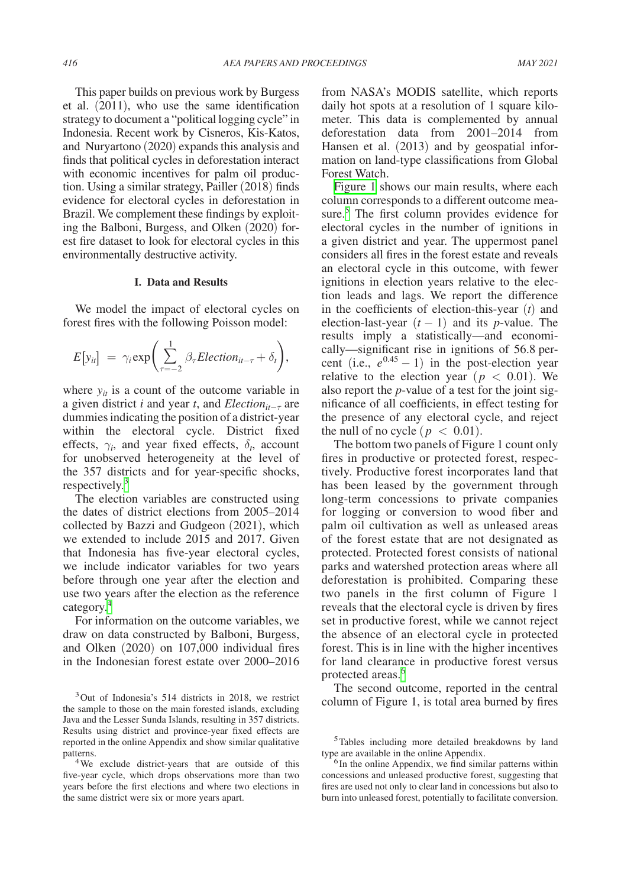This paper builds on previous work by Burgess et al. (2011), who use the same identification strategy to document a "political logging cycle" in Indonesia. Recent work by Cisneros, Kis-Katos, and Nuryartono (2020) expands this analysis and finds that political cycles in deforestation interact with economic incentives for palm oil production. Using a similar strategy, Pailler (2018) finds evidence for electoral cycles in deforestation in Brazil. We complement these findings by exploiting the Balboni, Burgess, and Olken (2020) forest fire dataset to look for electoral cycles in this environmentally destructive activity.

## I. Data and Results

We model the impact of electoral cycles on forest fires with the following Poisson model:

$$E[y_{it}] = \gamma_i \exp\left(\sum_{\tau=-2}^{1} \beta_\tau Election_{it-\tau} + \delta_t\right),$$

where $y_{it}$ is a count of the outcome variable in a given district $i$ and year $t$, and $Election_{it-\tau}$ are dummies indicating the position of a district-year within the electoral cycle. District fixed effects, $\gamma_i$, and year fixed effects, $\delta_t$, account for unobserved heterogeneity at the level of the 357 districts and for year-specific shocks, respectively.[3]

The election variables are constructed using the dates of district elections from 2005–2014 collected by Bazzi and Gudgeon (2021), which we extended to include 2015 and 2017. Given that Indonesia has five-year electoral cycles, we include indicator variables for two years before through one year after the election and use two years after the election as the reference category.[4]

For information on the outcome variables, we draw on data constructed by Balboni, Burgess, and Olken (2020) on 107,000 individual fires in the Indonesian forest estate over 2000–2016 from NASA's MODIS satellite, which reports daily hot spots at a resolution of 1 square kilometer. This data is complemented by annual deforestation data from 2001–2014 from Hansen et al. (2013) and by geospatial information on land-type classifications from Global Forest Watch.

Figure 1 shows our main results, where each column corresponds to a different outcome measure.[5] The first column provides evidence for electoral cycles in the number of ignitions in a given district and year. The uppermost panel considers all fires in the forest estate and reveals an electoral cycle in this outcome, with fewer ignitions in election years relative to the election leads and lags. We report the difference in the coefficients of election-this-year ($t$) and election-last-year ($t-1$) and its $p$-value. The results imply a statistically—and economically—significant rise in ignitions of 56.8 percent (i.e., $e^{0.45} - 1$) in the post-election year relative to the election year ($p < 0.01$). We also report the $p$-value of a test for the joint significance of all coefficients, in effect testing for the presence of any electoral cycle, and reject the null of no cycle ($p < 0.01$).

The bottom two panels of Figure 1 count only fires in productive or protected forest, respectively. Productive forest incorporates land that has been leased by the government through long-term concessions to private companies for logging or conversion to wood fiber and palm oil cultivation as well as unleased areas of the forest estate that are not designated as protected. Protected forest consists of national parks and watershed protection areas where all deforestation is prohibited. Comparing these two panels in the first column of Figure 1 reveals that the electoral cycle is driven by fires set in productive forest, while we cannot reject the absence of an electoral cycle in protected forest. This is in line with the higher incentives for land clearance in productive forest versus protected areas.[6]

The second outcome, reported in the central column of Figure 1, is total area burned by fires

[3] Out of Indonesia's 514 districts in 2018, we restrict the sample to those on the main forested islands, excluding Java and the Lesser Sunda Islands, resulting in 357 districts. Results using district and province-year fixed effects are reported in the online Appendix and show similar qualitative patterns.

[4] We exclude district-years that are outside of this five-year cycle, which drops observations more than two years before the first elections and where two elections in the same district were six or more years apart.

[5] Tables including more detailed breakdowns by land type are available in the online Appendix.

[6] In the online Appendix, we find similar patterns within concessions and unleased productive forest, suggesting that fires are used not only to clear land in concessions but also to burn into unleased forest, potentially to facilitate conversion.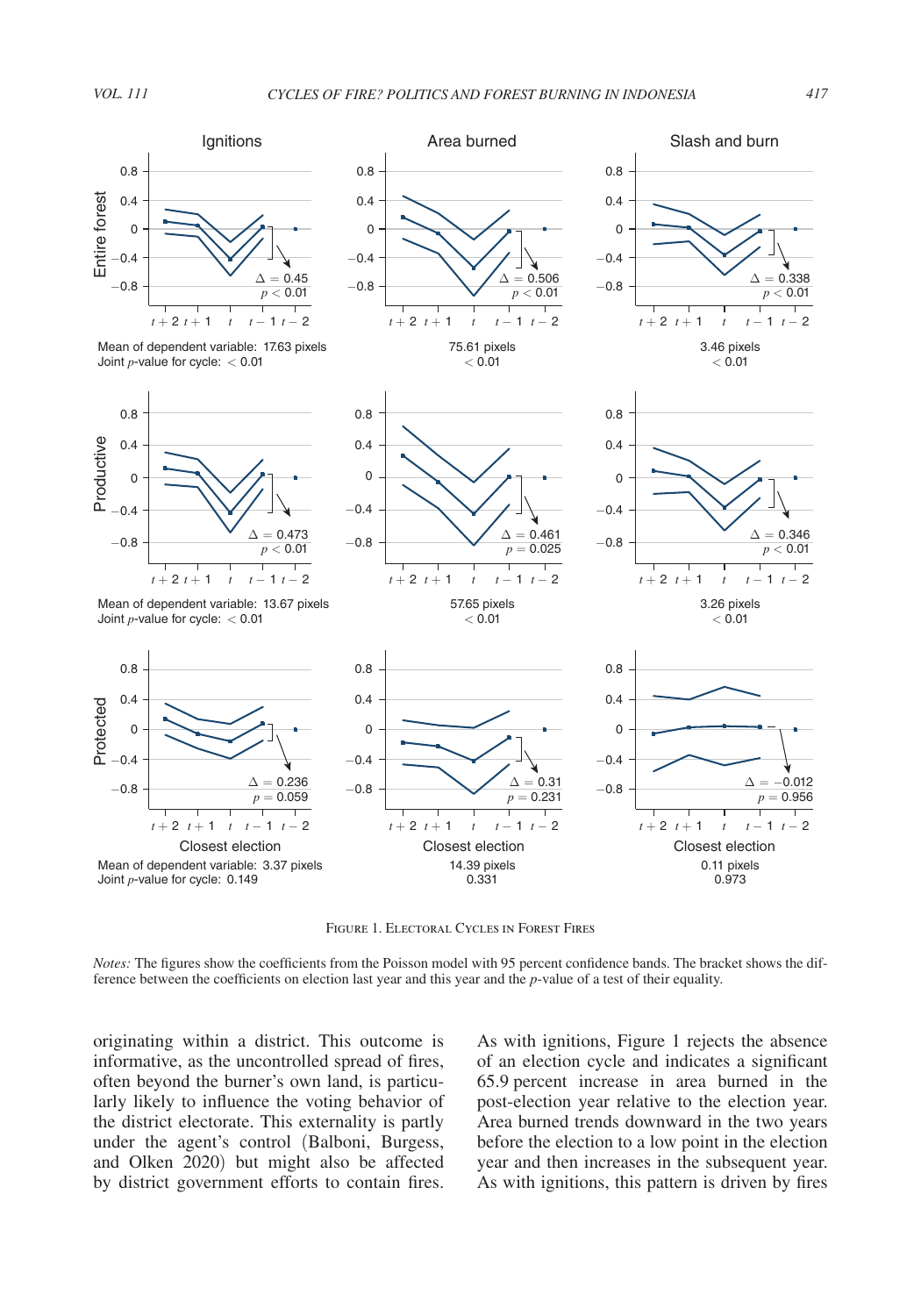FIGURE 1. ELECTORAL CYCLES IN FOREST FIRES

*Notes:* The figures show the coefficients from the Poisson model with 95 percent confidence bands. The bracket shows the difference between the coefficients on election last year and this year and the $p$-value of a test of their equality.

originating within a district. This outcome is informative, as the uncontrolled spread of fires, often beyond the burner's own land, is particularly likely to influence the voting behavior of the district electorate. This externality is partly under the agent's control (Balboni, Burgess, and Olken 2020) but might also be affected by district government efforts to contain fires. As with ignitions, Figure 1 rejects the absence of an election cycle and indicates a significant 65.9 percent increase in area burned in the post-election year relative to the election year. Area burned trends downward in the two years before the election to a low point in the election year and then increases in the subsequent year. As with ignitions, this pattern is driven by fires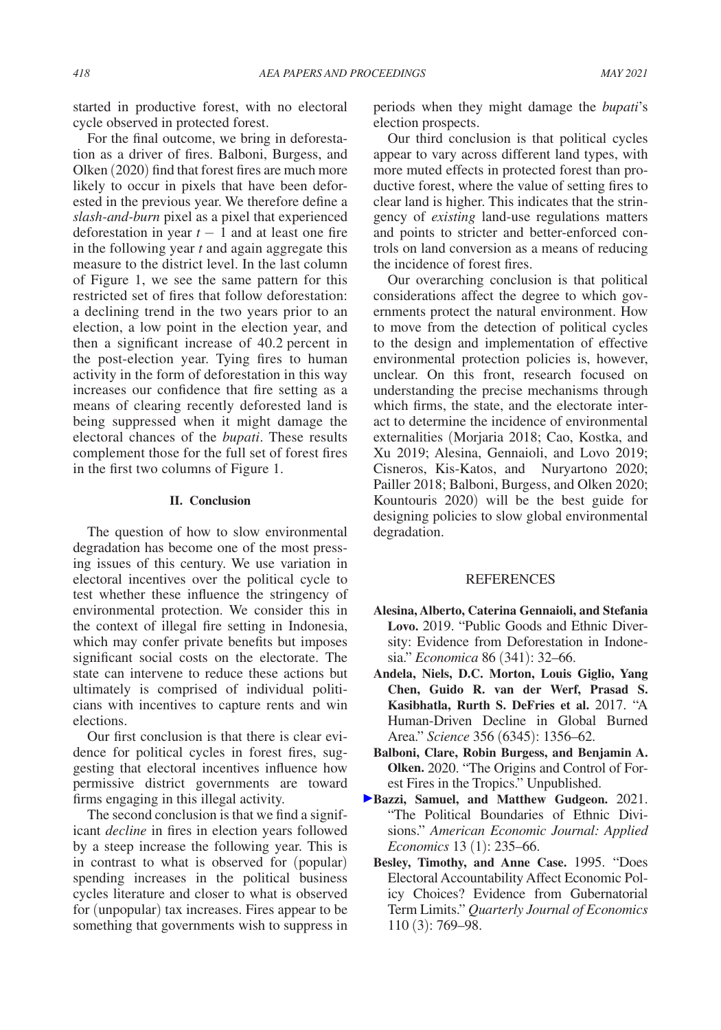started in productive forest, with no electoral cycle observed in protected forest.

For the final outcome, we bring in deforestation as a driver of fires. Balboni, Burgess, and Olken (2020) find that forest fires are much more likely to occur in pixels that have been deforested in the previous year. We therefore define a *slash-and-burn* pixel as a pixel that experienced deforestation in year $t-1$ and at least one fire in the following year $t$ and again aggregate this measure to the district level. In the last column of Figure 1, we see the same pattern for this restricted set of fires that follow deforestation: a declining trend in the two years prior to an election, a low point in the election year, and then a significant increase of 40.2 percent in the post-election year. Tying fires to human activity in the form of deforestation in this way increases our confidence that fire setting as a means of clearing recently deforested land is being suppressed when it might damage the electoral chances of the *bupati*. These results complement those for the full set of forest fires in the first two columns of Figure 1.

## II. Conclusion

The question of how to slow environmental degradation has become one of the most pressing issues of this century. We use variation in electoral incentives over the political cycle to test whether these influence the stringency of environmental protection. We consider this in the context of illegal fire setting in Indonesia, which may confer private benefits but imposes significant social costs on the electorate. The state can intervene to reduce these actions but ultimately is comprised of individual politicians with incentives to capture rents and win elections.

Our first conclusion is that there is clear evidence for political cycles in forest fires, suggesting that electoral incentives influence how permissive district governments are toward firms engaging in this illegal activity.

The second conclusion is that we find a significant *decline* in fires in election years followed by a steep increase the following year. This is in contrast to what is observed for (popular) spending increases in the political business cycles literature and closer to what is observed for (unpopular) tax increases. Fires appear to be something that governments wish to suppress in periods when they might damage the *bupati*'s election prospects.

Our third conclusion is that political cycles appear to vary across different land types, with more muted effects in protected forest than productive forest, where the value of setting fires to clear land is higher. This indicates that the stringency of *existing* land-use regulations matters and points to stricter and better-enforced controls on land conversion as a means of reducing the incidence of forest fires.

Our overarching conclusion is that political considerations affect the degree to which governments protect the natural environment. How to move from the detection of political cycles to the design and implementation of effective environmental protection policies is, however, unclear. On this front, research focused on understanding the precise mechanisms through which firms, the state, and the electorate interact to determine the incidence of environmental externalities (Morjaria 2018; Cao, Kostka, and Xu 2019; Alesina, Gennaioli, and Lovo 2019; Cisneros, Kis-Katos, and Nuryartono 2020; Pailler 2018; Balboni, Burgess, and Olken 2020; Kountouris 2020) will be the best guide for designing policies to slow global environmental degradation.

## REFERENCES

**Alesina, Alberto, Caterina Gennaioli, and Stefania Lovo.** 2019. "Public Goods and Ethnic Diversity: Evidence from Deforestation in Indonesia." *Economica* 86 (341): 32–66.

**Andela, Niels, D.C. Morton, Louis Giglio, Yang Chen, Guido R. van der Werf, Prasad S. Kasibhatla, Rurth S. DeFries et al.** 2017. "A Human-Driven Decline in Global Burned Area." *Science* 356 (6345): 1356–62.

**Balboni, Clare, Robin Burgess, and Benjamin A. Olken.** 2020. "The Origins and Control of Forest Fires in the Tropics." Unpublished.

**Bazzi, Samuel, and Matthew Gudgeon.** 2021. "The Political Boundaries of Ethnic Divisions." *American Economic Journal: Applied Economics* 13 (1): 235–66.

**Besley, Timothy, and Anne Case.** 1995. "Does Electoral Accountability Affect Economic Policy Choices? Evidence from Gubernatorial Term Limits." *Quarterly Journal of Economics* 110 (3): 769–98.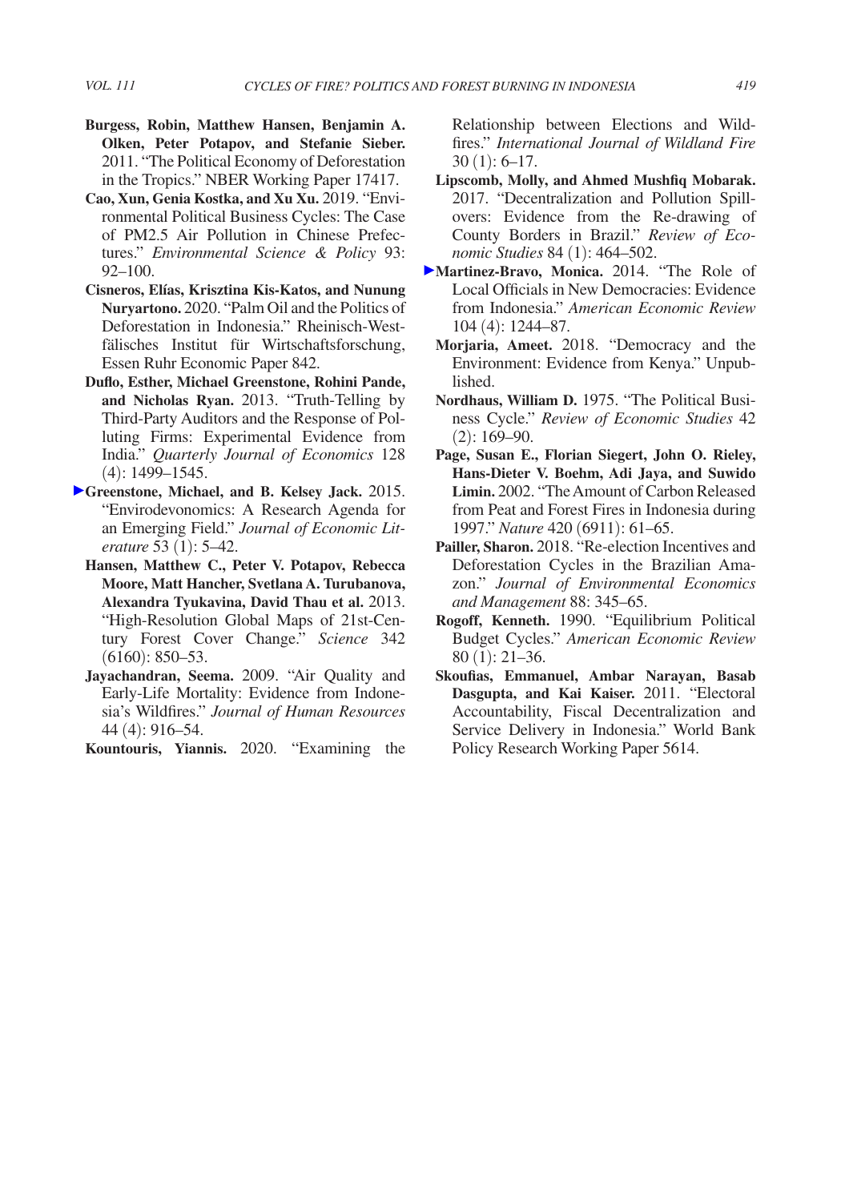**Burgess, Robin, Matthew Hansen, Benjamin A. Olken, Peter Potapov, and Stefanie Sieber.** 2011. "The Political Economy of Deforestation in the Tropics." NBER Working Paper 17417.

**Cao, Xun, Genia Kostka, and Xu Xu.** 2019. "Environmental Political Business Cycles: The Case of PM2.5 Air Pollution in Chinese Prefectures." *Environmental Science & Policy* 93: 92–100.

**Cisneros, Elías, Krisztina Kis-Katos, and Nunung Nuryartono.** 2020. "Palm Oil and the Politics of Deforestation in Indonesia." Rheinisch-Westfälisches Institut für Wirtschaftsforschung, Essen Ruhr Economic Paper 842.

**Duflo, Esther, Michael Greenstone, Rohini Pande, and Nicholas Ryan.** 2013. "Truth-Telling by Third-Party Auditors and the Response of Polluting Firms: Experimental Evidence from India." *Quarterly Journal of Economics* 128 (4): 1499–1545.

**Greenstone, Michael, and B. Kelsey Jack.** 2015. "Envirodevonomics: A Research Agenda for an Emerging Field." *Journal of Economic Literature* 53 (1): 5–42.

**Hansen, Matthew C., Peter V. Potapov, Rebecca Moore, Matt Hancher, Svetlana A. Turubanova, Alexandra Tyukavina, David Thau et al.** 2013. "High-Resolution Global Maps of 21st-Century Forest Cover Change." *Science* 342 (6160): 850–53.

**Jayachandran, Seema.** 2009. "Air Quality and Early-Life Mortality: Evidence from Indonesia's Wildfires." *Journal of Human Resources* 44 (4): 916–54.

**Kountouris, Yiannis.** 2020. "Examining the Relationship between Elections and Wildfires." *International Journal of Wildland Fire* 30 (1): 6–17.

**Lipscomb, Molly, and Ahmed Mushfiq Mobarak.** 2017. "Decentralization and Pollution Spillovers: Evidence from the Re-drawing of County Borders in Brazil." *Review of Economic Studies* 84 (1): 464–502.

**Martinez-Bravo, Monica.** 2014. "The Role of Local Officials in New Democracies: Evidence from Indonesia." *American Economic Review* 104 (4): 1244–87.

**Morjaria, Ameet.** 2018. "Democracy and the Environment: Evidence from Kenya." Unpublished.

**Nordhaus, William D.** 1975. "The Political Business Cycle." *Review of Economic Studies* 42 (2): 169–90.

**Page, Susan E., Florian Siegert, John O. Rieley, Hans-Dieter V. Boehm, Adi Jaya, and Suwido Limin.** 2002. "The Amount of Carbon Released from Peat and Forest Fires in Indonesia during 1997." *Nature* 420 (6911): 61–65.

**Pailler, Sharon.** 2018. "Re-election Incentives and Deforestation Cycles in the Brazilian Amazon." *Journal of Environmental Economics and Management* 88: 345–65.

**Rogoff, Kenneth.** 1990. "Equilibrium Political Budget Cycles." *American Economic Review* 80 (1): 21–36.

**Skoufias, Emmanuel, Ambar Narayan, Basab Dasgupta, and Kai Kaiser.** 2011. "Electoral Accountability, Fiscal Decentralization and Service Delivery in Indonesia." World Bank Policy Research Working Paper 5614.